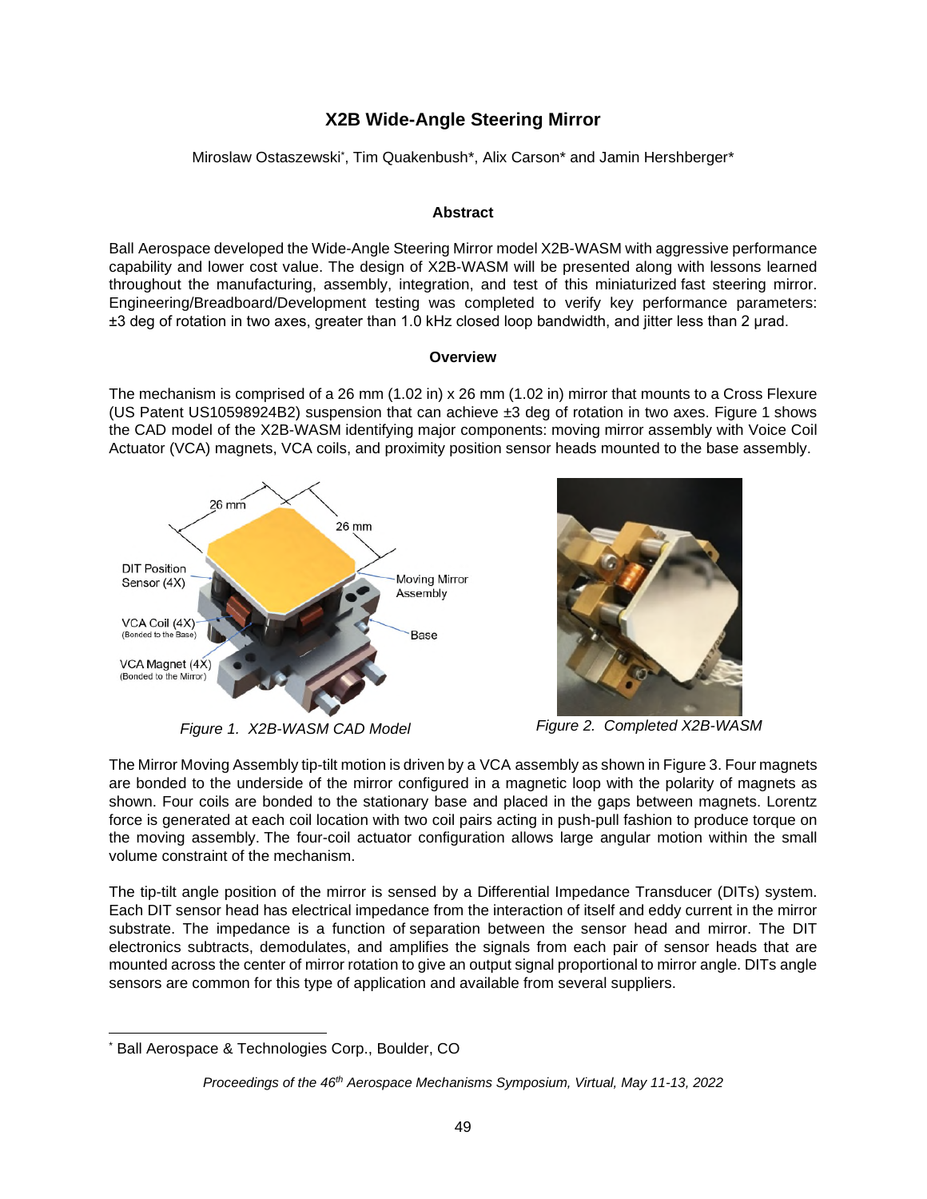# X2B Wide-Angle Steering Mirror

Miroslaw Ostaszewski*, Tim Quakenbush*, Alix Carson* and Jamin Hershberger*

## Abstract

Ball Aerospace developed the Wide-Angle Steering Mirror model X2B-WASM with aggressive performance capability and lower cost value. The design of X2B-WASM will be presented along with lessons learned throughout the manufacturing, assembly, integration, and test of this miniaturized fast steering mirror. Engineering/Breadboard/Development testing was completed to verify key performance parameters: ±3 deg of rotation in two axes, greater than 1.0 kHz closed loop bandwidth, and jitter less than 2 µrad.

## Overview

The mechanism is comprised of a 26 mm (1.02 in) x 26 mm (1.02 in) mirror that mounts to a Cross Flexure (US Patent US10598924B2) suspension that can achieve ±3 deg of rotation in two axes. Figure 1 shows the CAD model of the X2B-WASM identifying major components: moving mirror assembly with Voice Coil Actuator (VCA) magnets, VCA coils, and proximity position sensor heads mounted to the base assembly.

*Figure 1. X2B-WASM CAD Model*

*Figure 2. Completed X2B-WASM*

The Mirror Moving Assembly tip-tilt motion is driven by a VCA assembly as shown in Figure 3. Four magnets are bonded to the underside of the mirror configured in a magnetic loop with the polarity of magnets as shown. Four coils are bonded to the stationary base and placed in the gaps between magnets. Lorentz force is generated at each coil location with two coil pairs acting in push-pull fashion to produce torque on the moving assembly. The four-coil actuator configuration allows large angular motion within the small volume constraint of the mechanism.

The tip-tilt angle position of the mirror is sensed by a Differential Impedance Transducer (DITs) system. Each DIT sensor head has electrical impedance from the interaction of itself and eddy current in the mirror substrate. The impedance is a function of separation between the sensor head and mirror. The DIT electronics subtracts, demodulates, and amplifies the signals from each pair of sensor heads that are mounted across the center of mirror rotation to give an output signal proportional to mirror angle. DITs angle sensors are common for this type of application and available from several suppliers.

---

* Ball Aerospace & Technologies Corp., Boulder, CO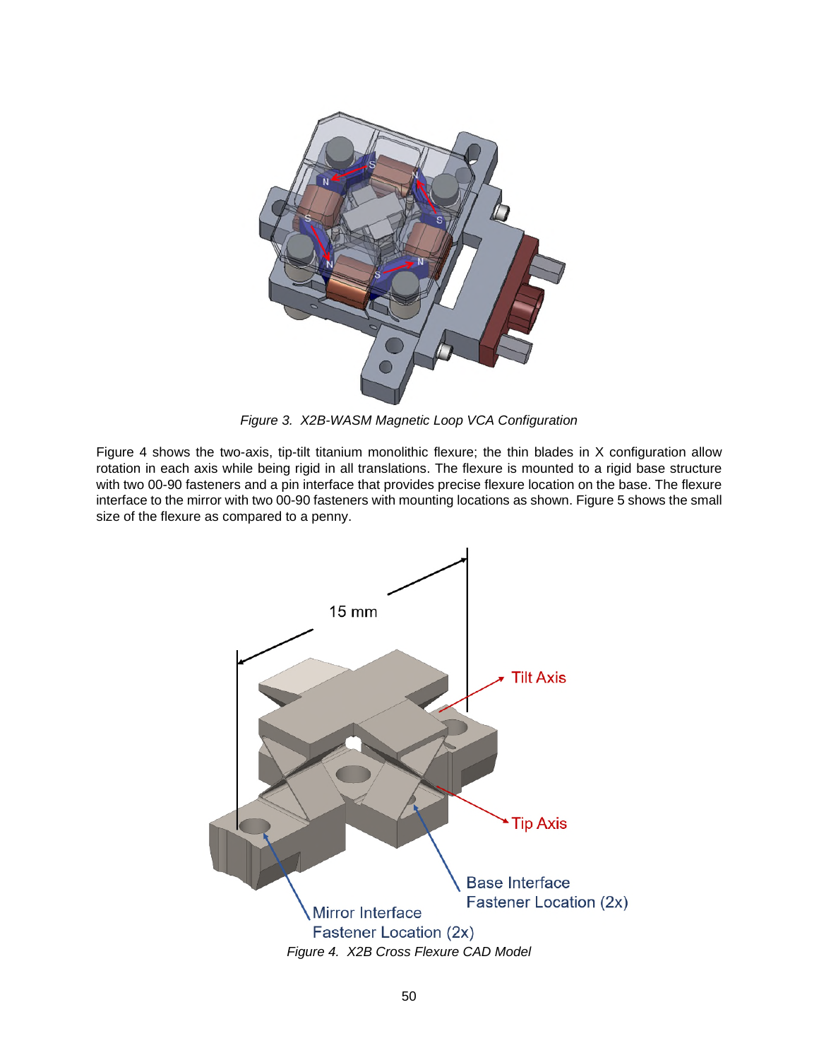*Figure 3. X2B-WASM Magnetic Loop VCA Configuration*

Figure 4 shows the two-axis, tip-tilt titanium monolithic flexure; the thin blades in X configuration allow rotation in each axis while being rigid in all translations. The flexure is mounted to a rigid base structure with two 00-90 fasteners and a pin interface that provides precise flexure location on the base. The flexure interface to the mirror with two 00-90 fasteners with mounting locations as shown. Figure 5 shows the small size of the flexure as compared to a penny.

*Figure 4. X2B Cross Flexure CAD Model*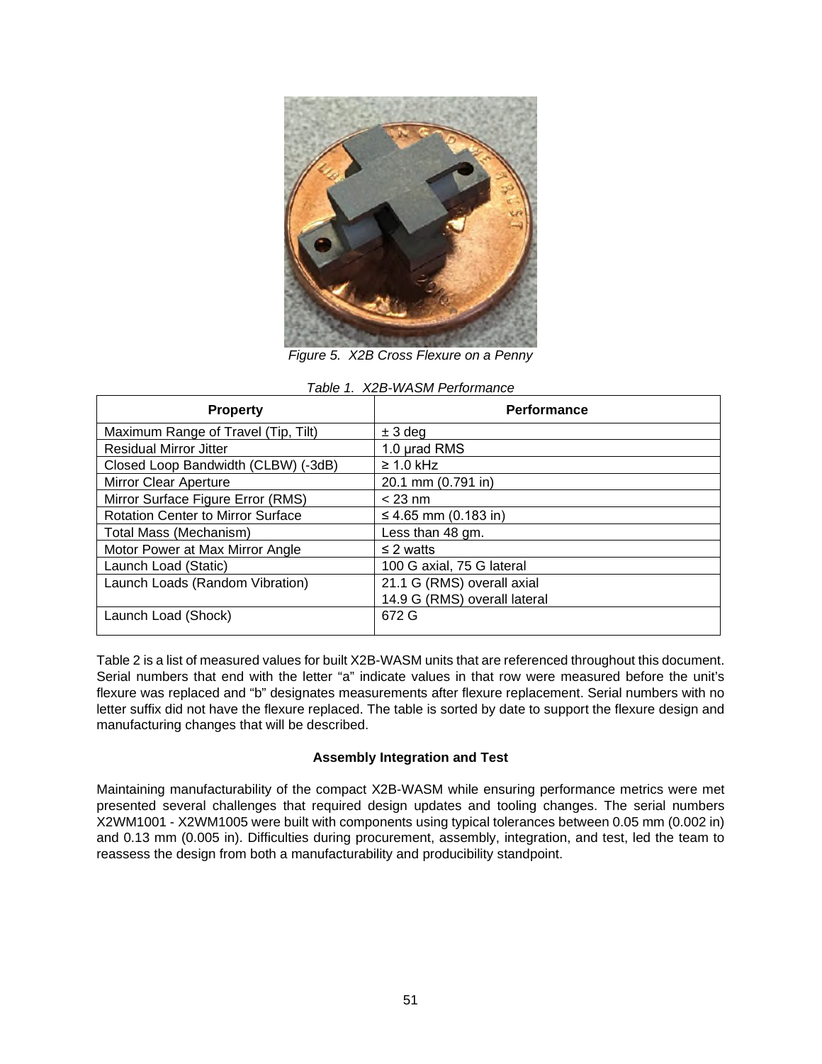*Figure 5. X2B Cross Flexure on a Penny*

*Table 1. X2B-WASM Performance*

| Property | Performance |
|---|---|
| Maximum Range of Travel (Tip, Tilt) | ± 3 deg |
| Residual Mirror Jitter | 1.0 µrad RMS |
| Closed Loop Bandwidth (CLBW) (-3dB) | ≥ 1.0 kHz |
| Mirror Clear Aperture | 20.1 mm (0.791 in) |
| Mirror Surface Figure Error (RMS) | < 23 nm |
| Rotation Center to Mirror Surface | ≤ 4.65 mm (0.183 in) |
| Total Mass (Mechanism) | Less than 48 gm. |
| Motor Power at Max Mirror Angle | ≤ 2 watts |
| Launch Load (Static) | 100 G axial, 75 G lateral |
| Launch Loads (Random Vibration) | 21.1 G (RMS) overall axial<br>14.9 G (RMS) overall lateral |
| Launch Load (Shock) | 672 G |

Table 2 is a list of measured values for built X2B-WASM units that are referenced throughout this document. Serial numbers that end with the letter "a" indicate values in that row were measured before the unit's flexure was replaced and "b" designates measurements after flexure replacement. Serial numbers with no letter suffix did not have the flexure replaced. The table is sorted by date to support the flexure design and manufacturing changes that will be described.

**Assembly Integration and Test**

Maintaining manufacturability of the compact X2B-WASM while ensuring performance metrics were met presented several challenges that required design updates and tooling changes. The serial numbers X2WM1001 - X2WM1005 were built with components using typical tolerances between 0.05 mm (0.002 in) and 0.13 mm (0.005 in). Difficulties during procurement, assembly, integration, and test, led the team to reassess the design from both a manufacturability and producibility standpoint.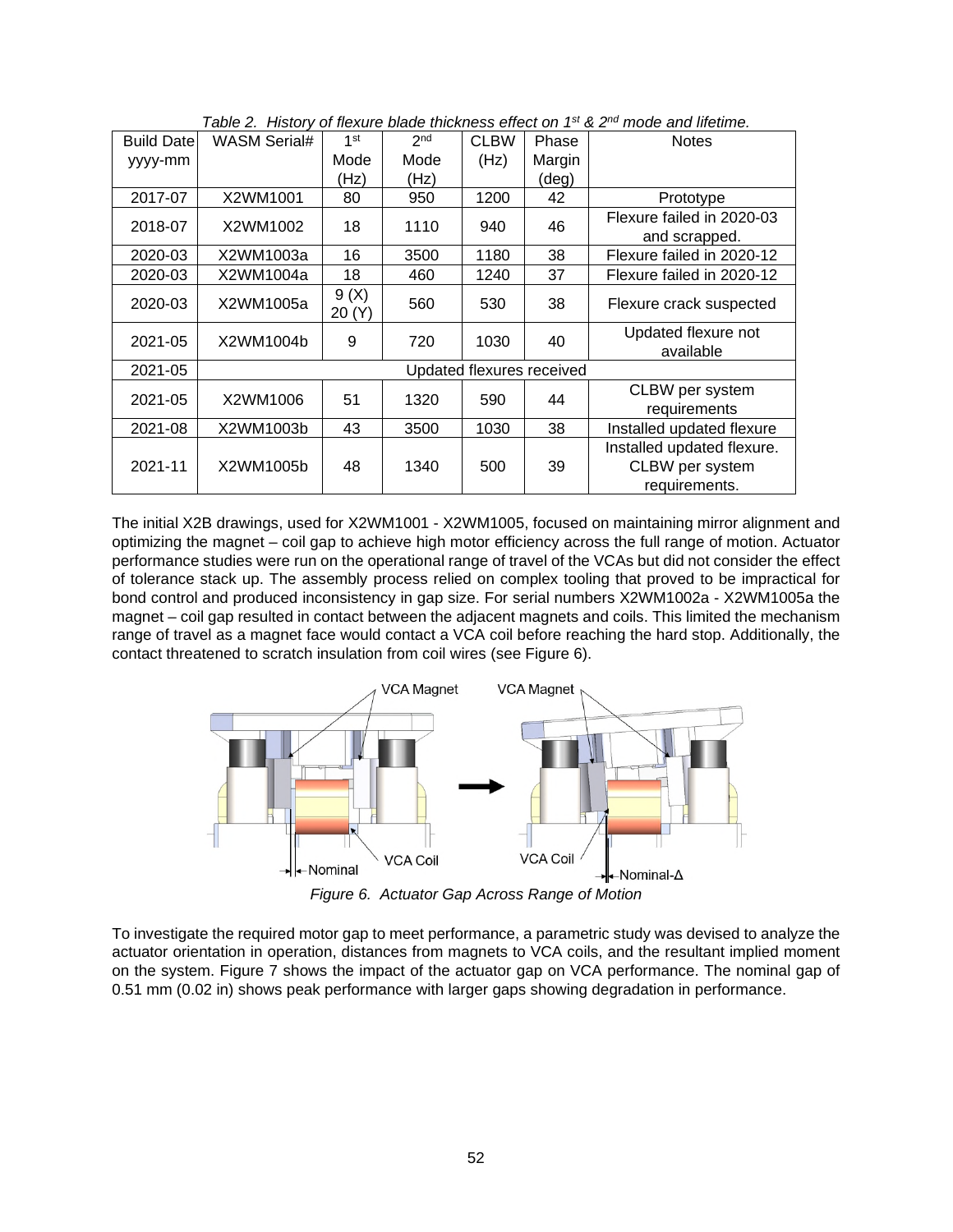*Table 2. History of flexure blade thickness effect on 1st & 2nd mode and lifetime.*

| Build Date yyyy-mm | WASM Serial# | 1st Mode (Hz) | 2nd Mode (Hz) | CLBW (Hz) | Phase Margin (deg) | Notes |
|---|---|---|---|---|---|---|
| 2017-07 | X2WM1001 | 80 | 950 | 1200 | 42 | Prototype |
| 2018-07 | X2WM1002 | 18 | 1110 | 940 | 46 | Flexure failed in 2020-03 and scrapped. |
| 2020-03 | X2WM1003a | 16 | 3500 | 1180 | 38 | Flexure failed in 2020-12 |
| 2020-03 | X2WM1004a | 18 | 460 | 1240 | 37 | Flexure failed in 2020-12 |
| 2020-03 | X2WM1005a | 9 (X) 20 (Y) | 560 | 530 | 38 | Flexure crack suspected |
| 2021-05 | X2WM1004b | 9 | 720 | 1030 | 40 | Updated flexure not available |
| 2021-05 | Updated flexures received | | | | | |
| 2021-05 | X2WM1006 | 51 | 1320 | 590 | 44 | CLBW per system requirements |
| 2021-08 | X2WM1003b | 43 | 3500 | 1030 | 38 | Installed updated flexure |
| 2021-11 | X2WM1005b | 48 | 1340 | 500 | 39 | Installed updated flexure. CLBW per system requirements. |

The initial X2B drawings, used for X2WM1001 - X2WM1005, focused on maintaining mirror alignment and optimizing the magnet – coil gap to achieve high motor efficiency across the full range of motion. Actuator performance studies were run on the operational range of travel of the VCAs but did not consider the effect of tolerance stack up. The assembly process relied on complex tooling that proved to be impractical for bond control and produced inconsistency in gap size. For serial numbers X2WM1002a - X2WM1005a the magnet – coil gap resulted in contact between the adjacent magnets and coils. This limited the mechanism range of travel as a magnet face would contact a VCA coil before reaching the hard stop. Additionally, the contact threatened to scratch insulation from coil wires (see Figure 6).

*Figure 6. Actuator Gap Across Range of Motion*

To investigate the required motor gap to meet performance, a parametric study was devised to analyze the actuator orientation in operation, distances from magnets to VCA coils, and the resultant implied moment on the system. Figure 7 shows the impact of the actuator gap on VCA performance. The nominal gap of 0.51 mm (0.02 in) shows peak performance with larger gaps showing degradation in performance.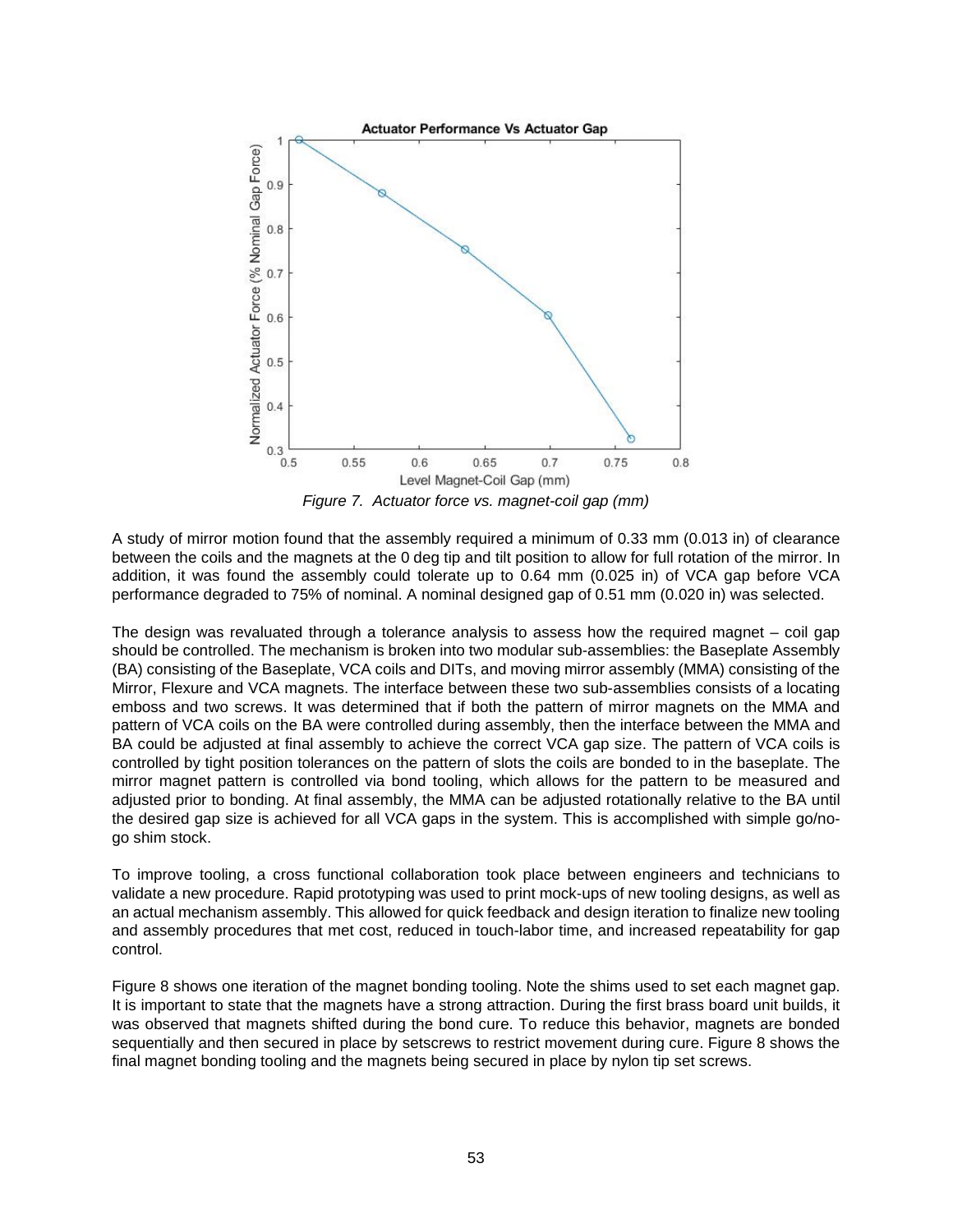*Figure 7. Actuator force vs. magnet-coil gap (mm)*

A study of mirror motion found that the assembly required a minimum of 0.33 mm (0.013 in) of clearance between the coils and the magnets at the 0 deg tip and tilt position to allow for full rotation of the mirror. In addition, it was found the assembly could tolerate up to 0.64 mm (0.025 in) of VCA gap before VCA performance degraded to 75% of nominal. A nominal designed gap of 0.51 mm (0.020 in) was selected.

The design was revaluated through a tolerance analysis to assess how the required magnet – coil gap should be controlled. The mechanism is broken into two modular sub-assemblies: the Baseplate Assembly (BA) consisting of the Baseplate, VCA coils and DITs, and moving mirror assembly (MMA) consisting of the Mirror, Flexure and VCA magnets. The interface between these two sub-assemblies consists of a locating emboss and two screws. It was determined that if both the pattern of mirror magnets on the MMA and pattern of VCA coils on the BA were controlled during assembly, then the interface between the MMA and BA could be adjusted at final assembly to achieve the correct VCA gap size. The pattern of VCA coils is controlled by tight position tolerances on the pattern of slots the coils are bonded to in the baseplate. The mirror magnet pattern is controlled via bond tooling, which allows for the pattern to be measured and adjusted prior to bonding. At final assembly, the MMA can be adjusted rotationally relative to the BA until the desired gap size is achieved for all VCA gaps in the system. This is accomplished with simple go/no-go shim stock.

To improve tooling, a cross functional collaboration took place between engineers and technicians to validate a new procedure. Rapid prototyping was used to print mock-ups of new tooling designs, as well as an actual mechanism assembly. This allowed for quick feedback and design iteration to finalize new tooling and assembly procedures that met cost, reduced in touch-labor time, and increased repeatability for gap control.

Figure 8 shows one iteration of the magnet bonding tooling. Note the shims used to set each magnet gap. It is important to state that the magnets have a strong attraction. During the first brass board unit builds, it was observed that magnets shifted during the bond cure. To reduce this behavior, magnets are bonded sequentially and then secured in place by setscrews to restrict movement during cure. Figure 8 shows the final magnet bonding tooling and the magnets being secured in place by nylon tip set screws.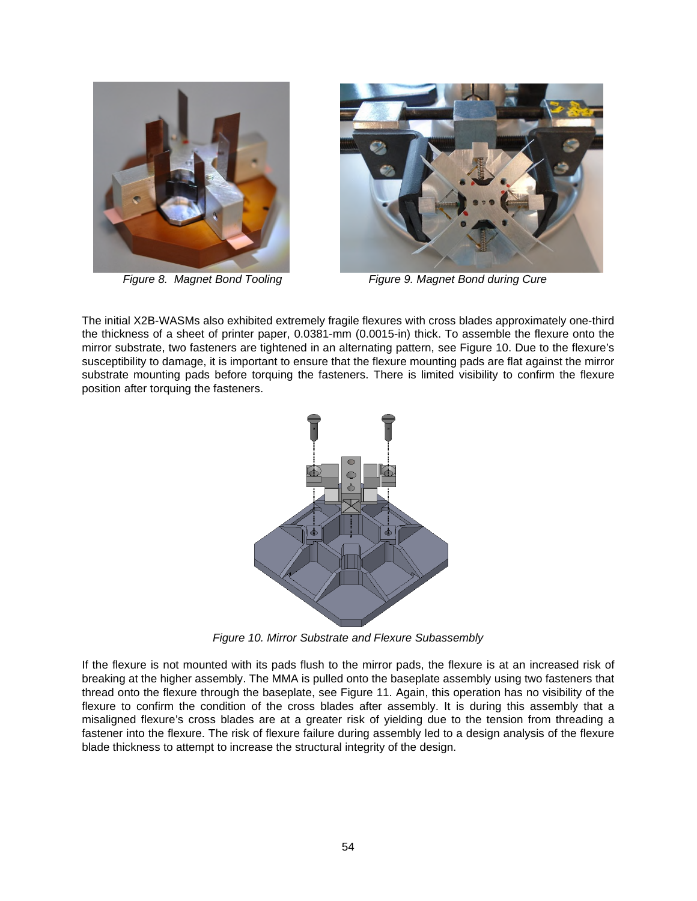Figure 8. Magnet Bond Tooling

Figure 9. Magnet Bond during Cure

The initial X2B-WASMs also exhibited extremely fragile flexures with cross blades approximately one-third the thickness of a sheet of printer paper, 0.0381-mm (0.0015-in) thick. To assemble the flexure onto the mirror substrate, two fasteners are tightened in an alternating pattern, see Figure 10. Due to the flexure's susceptibility to damage, it is important to ensure that the flexure mounting pads are flat against the mirror substrate mounting pads before torquing the fasteners. There is limited visibility to confirm the flexure position after torquing the fasteners.

Figure 10. Mirror Substrate and Flexure Subassembly

If the flexure is not mounted with its pads flush to the mirror pads, the flexure is at an increased risk of breaking at the higher assembly. The MMA is pulled onto the baseplate assembly using two fasteners that thread onto the flexure through the baseplate, see Figure 11. Again, this operation has no visibility of the flexure to confirm the condition of the cross blades after assembly. It is during this assembly that a misaligned flexure's cross blades are at a greater risk of yielding due to the tension from threading a fastener into the flexure. The risk of flexure failure during assembly led to a design analysis of the flexure blade thickness to attempt to increase the structural integrity of the design.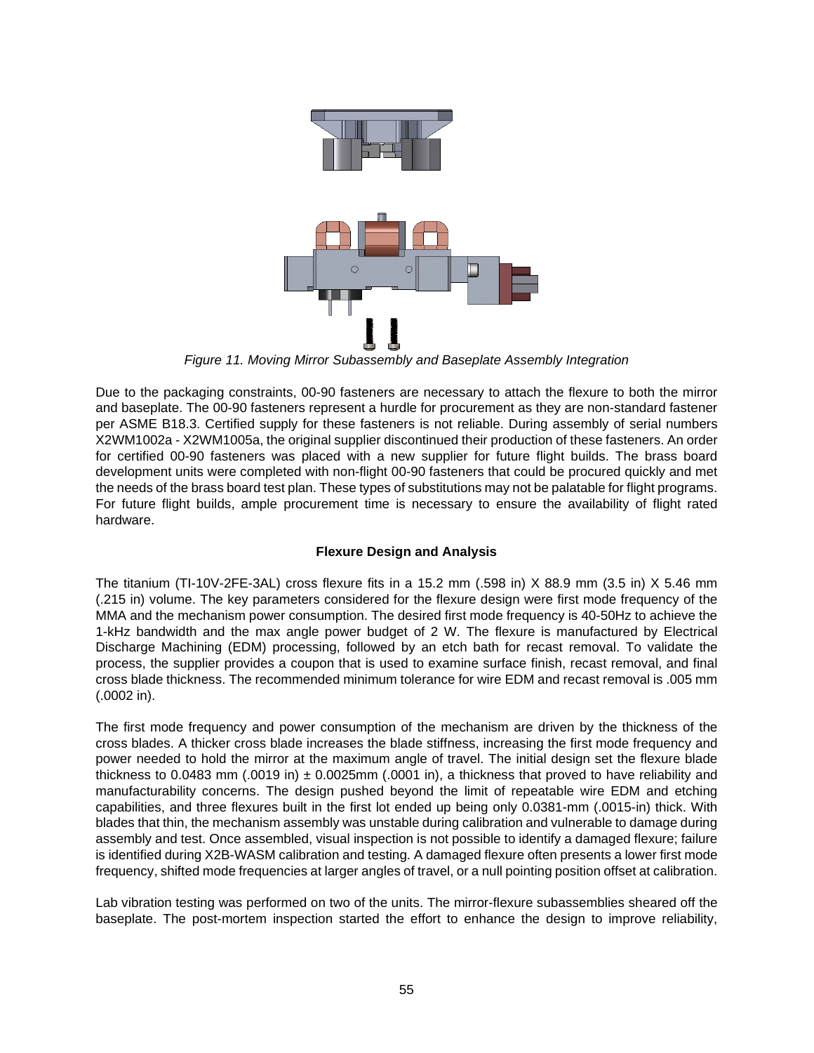*Figure 11. Moving Mirror Subassembly and Baseplate Assembly Integration*

Due to the packaging constraints, 00-90 fasteners are necessary to attach the flexure to both the mirror and baseplate. The 00-90 fasteners represent a hurdle for procurement as they are non-standard fastener per ASME B18.3. Certified supply for these fasteners is not reliable. During assembly of serial numbers X2WM1002a - X2WM1005a, the original supplier discontinued their production of these fasteners. An order for certified 00-90 fasteners was placed with a new supplier for future flight builds. The brass board development units were completed with non-flight 00-90 fasteners that could be procured quickly and met the needs of the brass board test plan. These types of substitutions may not be palatable for flight programs. For future flight builds, ample procurement time is necessary to ensure the availability of flight rated hardware.

**Flexure Design and Analysis**

The titanium (TI-10V-2FE-3AL) cross flexure fits in a 15.2 mm (.598 in) X 88.9 mm (3.5 in) X 5.46 mm (.215 in) volume. The key parameters considered for the flexure design were first mode frequency of the MMA and the mechanism power consumption. The desired first mode frequency is 40-50Hz to achieve the 1-kHz bandwidth and the max angle power budget of 2 W. The flexure is manufactured by Electrical Discharge Machining (EDM) processing, followed by an etch bath for recast removal. To validate the process, the supplier provides a coupon that is used to examine surface finish, recast removal, and final cross blade thickness. The recommended minimum tolerance for wire EDM and recast removal is .005 mm (.0002 in).

The first mode frequency and power consumption of the mechanism are driven by the thickness of the cross blades. A thicker cross blade increases the blade stiffness, increasing the first mode frequency and power needed to hold the mirror at the maximum angle of travel. The initial design set the flexure blade thickness to 0.0483 mm (.0019 in) $\pm$ 0.0025mm (.0001 in), a thickness that proved to have reliability and manufacturability concerns. The design pushed beyond the limit of repeatable wire EDM and etching capabilities, and three flexures built in the first lot ended up being only 0.0381-mm (.0015-in) thick. With blades that thin, the mechanism assembly was unstable during calibration and vulnerable to damage during assembly and test. Once assembled, visual inspection is not possible to identify a damaged flexure; failure is identified during X2B-WASM calibration and testing. A damaged flexure often presents a lower first mode frequency, shifted mode frequencies at larger angles of travel, or a null pointing position offset at calibration.

Lab vibration testing was performed on two of the units. The mirror-flexure subassemblies sheared off the baseplate. The post-mortem inspection started the effort to enhance the design to improve reliability,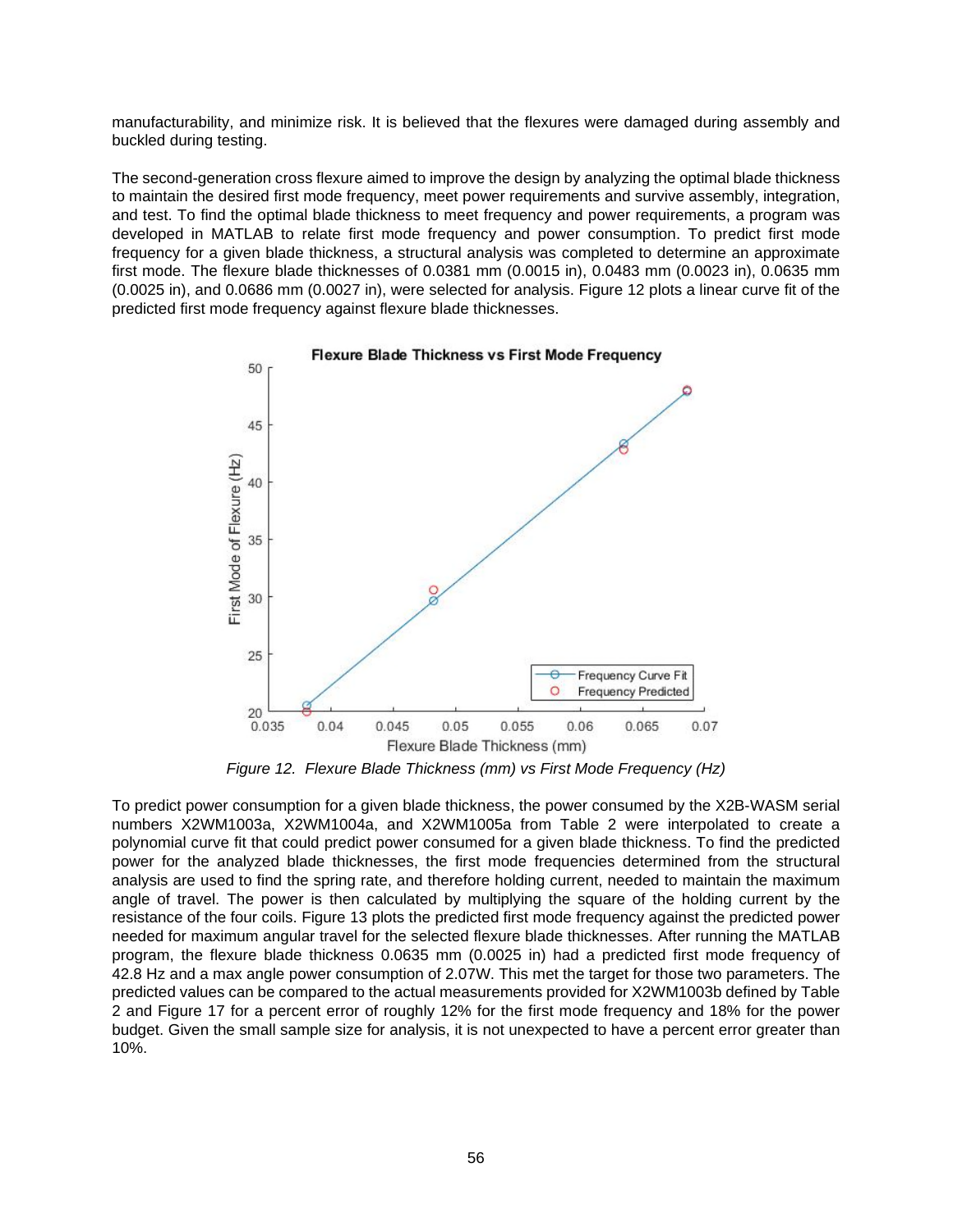manufacturability, and minimize risk. It is believed that the flexures were damaged during assembly and buckled during testing.

The second-generation cross flexure aimed to improve the design by analyzing the optimal blade thickness to maintain the desired first mode frequency, meet power requirements and survive assembly, integration, and test. To find the optimal blade thickness to meet frequency and power requirements, a program was developed in MATLAB to relate first mode frequency and power consumption. To predict first mode frequency for a given blade thickness, a structural analysis was completed to determine an approximate first mode. The flexure blade thicknesses of 0.0381 mm (0.0015 in), 0.0483 mm (0.0023 in), 0.0635 mm (0.0025 in), and 0.0686 mm (0.0027 in), were selected for analysis. Figure 12 plots a linear curve fit of the predicted first mode frequency against flexure blade thicknesses.

*Figure 12. Flexure Blade Thickness (mm) vs First Mode Frequency (Hz)*

To predict power consumption for a given blade thickness, the power consumed by the X2B-WASM serial numbers X2WM1003a, X2WM1004a, and X2WM1005a from Table 2 were interpolated to create a polynomial curve fit that could predict power consumed for a given blade thickness. To find the predicted power for the analyzed blade thicknesses, the first mode frequencies determined from the structural analysis are used to find the spring rate, and therefore holding current, needed to maintain the maximum angle of travel. The power is then calculated by multiplying the square of the holding current by the resistance of the four coils. Figure 13 plots the predicted first mode frequency against the predicted power needed for maximum angular travel for the selected flexure blade thicknesses. After running the MATLAB program, the flexure blade thickness 0.0635 mm (0.0025 in) had a predicted first mode frequency of 42.8 Hz and a max angle power consumption of 2.07W. This met the target for those two parameters. The predicted values can be compared to the actual measurements provided for X2WM1003b defined by Table 2 and Figure 17 for a percent error of roughly 12% for the first mode frequency and 18% for the power budget. Given the small sample size for analysis, it is not unexpected to have a percent error greater than 10%.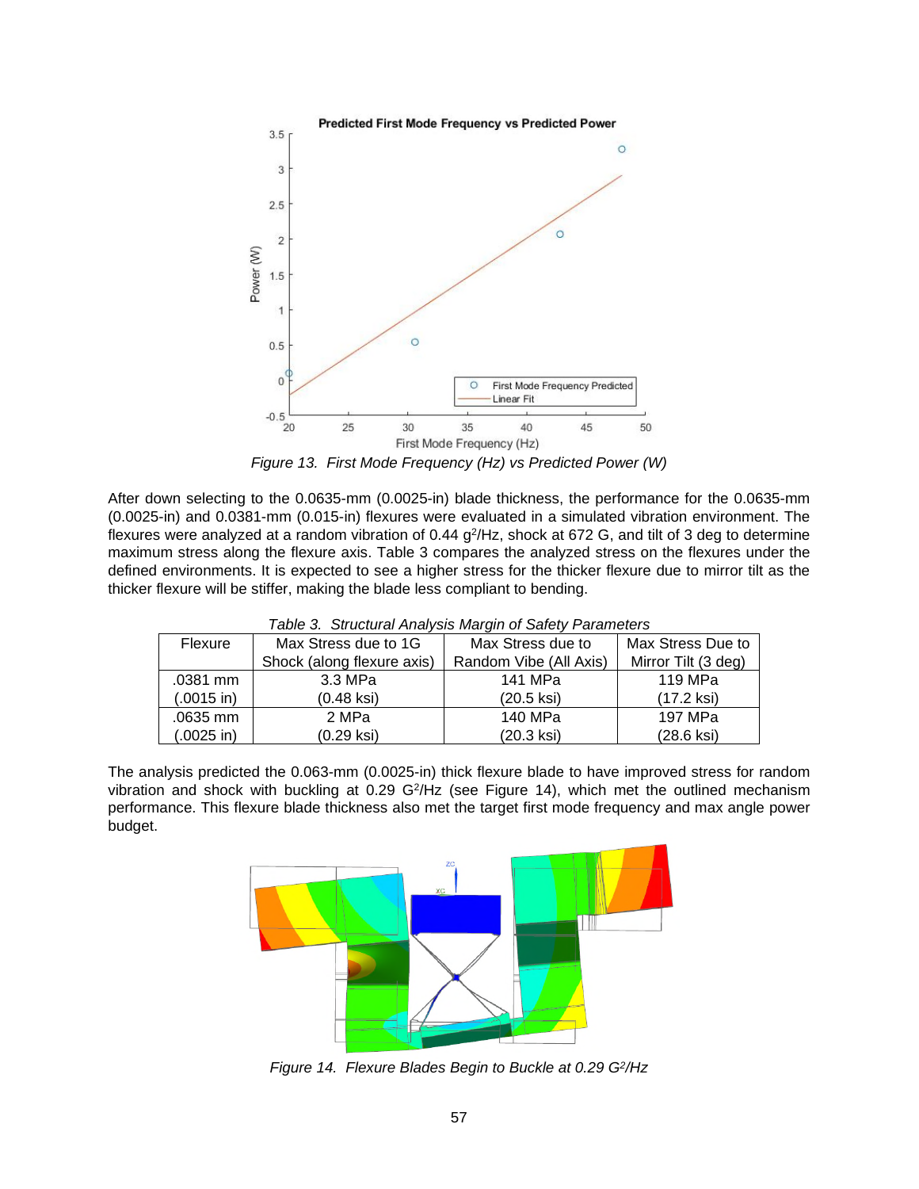*Figure 13. First Mode Frequency (Hz) vs Predicted Power (W)*

After down selecting to the 0.0635-mm (0.0025-in) blade thickness, the performance for the 0.0635-mm (0.0025-in) and 0.0381-mm (0.015-in) flexures were evaluated in a simulated vibration environment. The flexures were analyzed at a random vibration of 0.44 $g^2$/Hz, shock at 672 G, and tilt of 3 deg to determine maximum stress along the flexure axis. Table 3 compares the analyzed stress on the flexures under the defined environments. It is expected to see a higher stress for the thicker flexure due to mirror tilt as the thicker flexure will be stiffer, making the blade less compliant to bending.

*Table 3. Structural Analysis Margin of Safety Parameters*

| Flexure | Max Stress due to 1G Shock (along flexure axis) | Max Stress due to Random Vibe (All Axis) | Max Stress Due to Mirror Tilt (3 deg) |
|---|---|---|---|
| .0381 mm (.0015 in) | 3.3 MPa (0.48 ksi) | 141 MPa (20.5 ksi) | 119 MPa (17.2 ksi) |
| .0635 mm (.0025 in) | 2 MPa (0.29 ksi) | 140 MPa (20.3 ksi) | 197 MPa (28.6 ksi) |

The analysis predicted the 0.063-mm (0.0025-in) thick flexure blade to have improved stress for random vibration and shock with buckling at 0.29 $G^2$/Hz (see Figure 14), which met the outlined mechanism performance. This flexure blade thickness also met the target first mode frequency and max angle power budget.

*Figure 14. Flexure Blades Begin to Buckle at 0.29 $G^2$/Hz*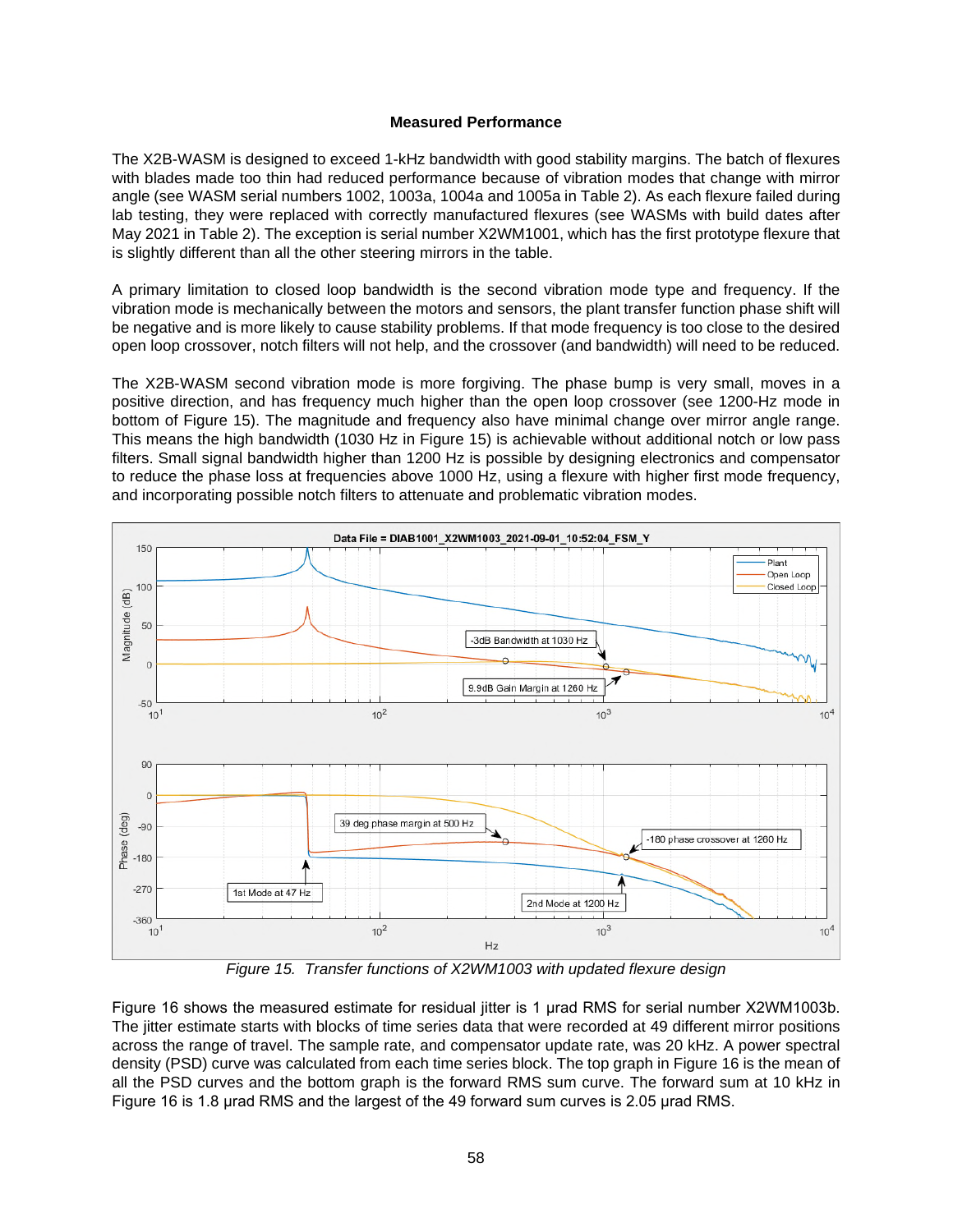### Measured Performance

The X2B-WASM is designed to exceed 1-kHz bandwidth with good stability margins. The batch of flexures with blades made too thin had reduced performance because of vibration modes that change with mirror angle (see WASM serial numbers 1002, 1003a, 1004a and 1005a in Table 2). As each flexure failed during lab testing, they were replaced with correctly manufactured flexures (see WASMs with build dates after May 2021 in Table 2). The exception is serial number X2WM1001, which has the first prototype flexure that is slightly different than all the other steering mirrors in the table.

A primary limitation to closed loop bandwidth is the second vibration mode type and frequency. If the vibration mode is mechanically between the motors and sensors, the plant transfer function phase shift will be negative and is more likely to cause stability problems. If that mode frequency is too close to the desired open loop crossover, notch filters will not help, and the crossover (and bandwidth) will need to be reduced.

The X2B-WASM second vibration mode is more forgiving. The phase bump is very small, moves in a positive direction, and has frequency much higher than the open loop crossover (see 1200-Hz mode in bottom of Figure 15). The magnitude and frequency also have minimal change over mirror angle range. This means the high bandwidth (1030 Hz in Figure 15) is achievable without additional notch or low pass filters. Small signal bandwidth higher than 1200 Hz is possible by designing electronics and compensator to reduce the phase loss at frequencies above 1000 Hz, using a flexure with higher first mode frequency, and incorporating possible notch filters to attenuate and problematic vibration modes.

*Figure 15. Transfer functions of X2WM1003 with updated flexure design*

Figure 16 shows the measured estimate for residual jitter is 1 µrad RMS for serial number X2WM1003b. The jitter estimate starts with blocks of time series data that were recorded at 49 different mirror positions across the range of travel. The sample rate, and compensator update rate, was 20 kHz. A power spectral density (PSD) curve was calculated from each time series block. The top graph in Figure 16 is the mean of all the PSD curves and the bottom graph is the forward RMS sum curve. The forward sum at 10 kHz in Figure 16 is 1.8 µrad RMS and the largest of the 49 forward sum curves is 2.05 µrad RMS.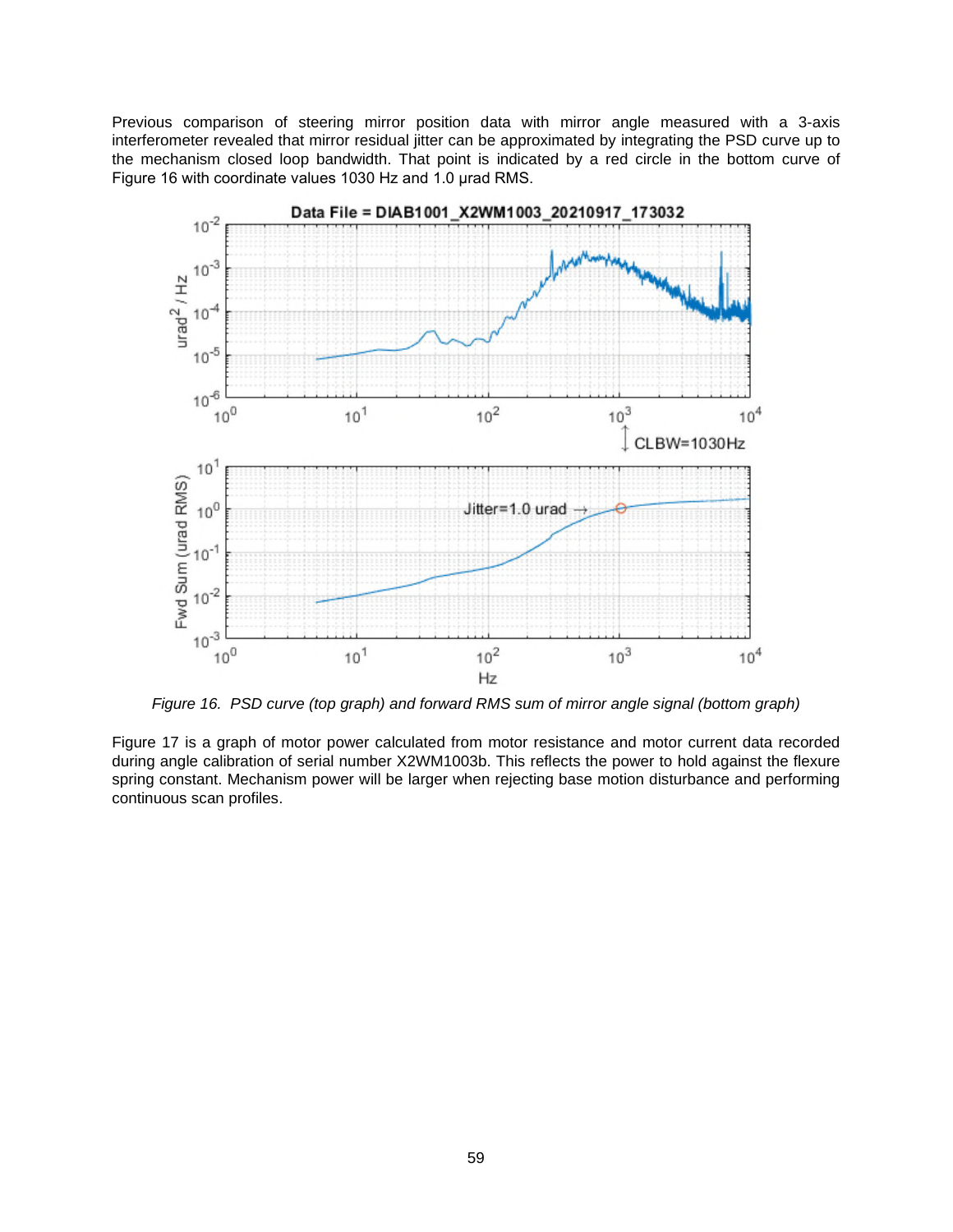Previous comparison of steering mirror position data with mirror angle measured with a 3-axis interferometer revealed that mirror residual jitter can be approximated by integrating the PSD curve up to the mechanism closed loop bandwidth. That point is indicated by a red circle in the bottom curve of Figure 16 with coordinate values 1030 Hz and 1.0 μrad RMS.

*Figure 16. PSD curve (top graph) and forward RMS sum of mirror angle signal (bottom graph)*

Figure 17 is a graph of motor power calculated from motor resistance and motor current data recorded during angle calibration of serial number X2WM1003b. This reflects the power to hold against the flexure spring constant. Mechanism power will be larger when rejecting base motion disturbance and performing continuous scan profiles.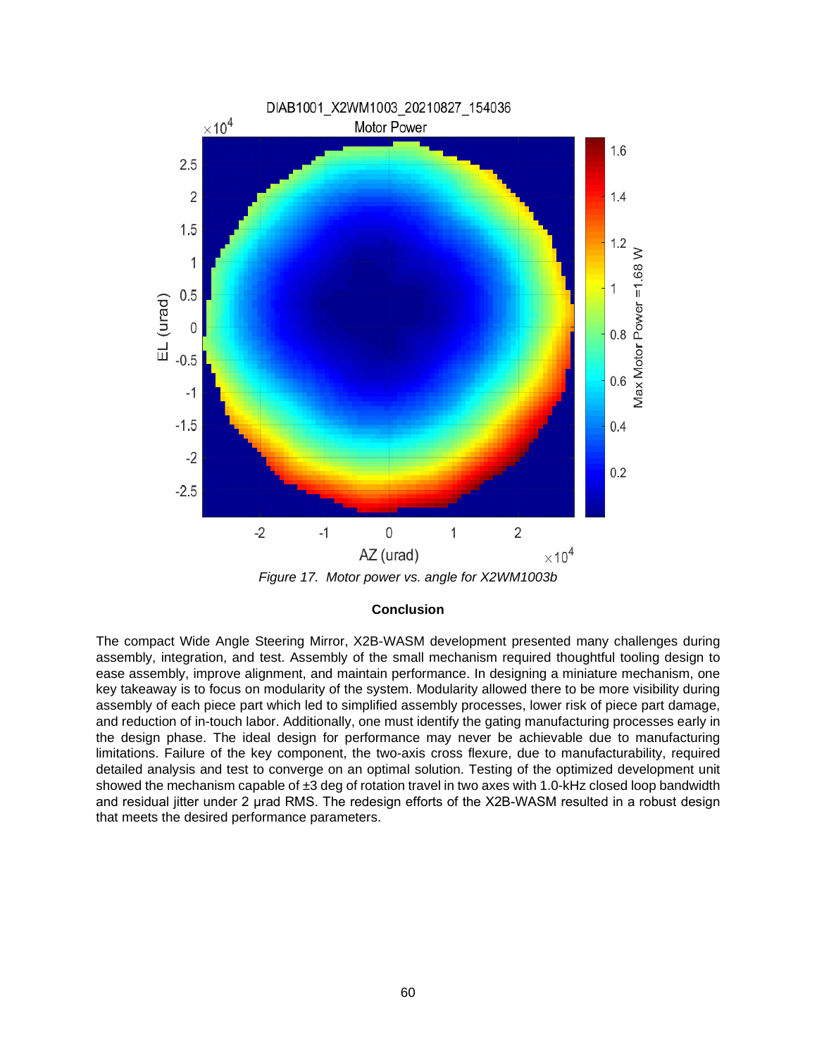DIAB1001_X2WM1003_20210827_154036

Motor Power

×10^4

2.5

2

1.5

1

0.5

0

-0.5

-1

-1.5

-2

-2.5

EL (urad)

-2

-1

0

1

2

AZ (urad)

×10^4

1.6

1.4

1.2

1

0.8

0.6

0.4

0.2

Max Motor Power =1.68 W

*Figure 17. Motor power vs. angle for X2WM1003b*

## Conclusion

The compact Wide Angle Steering Mirror, X2B-WASM development presented many challenges during assembly, integration, and test. Assembly of the small mechanism required thoughtful tooling design to ease assembly, improve alignment, and maintain performance. In designing a miniature mechanism, one key takeaway is to focus on modularity of the system. Modularity allowed there to be more visibility during assembly of each piece part which led to simplified assembly processes, lower risk of piece part damage, and reduction of in-touch labor. Additionally, one must identify the gating manufacturing processes early in the design phase. The ideal design for performance may never be achievable due to manufacturing limitations. Failure of the key component, the two-axis cross flexure, due to manufacturability, required detailed analysis and test to converge on an optimal solution. Testing of the optimized development unit showed the mechanism capable of ±3 deg of rotation travel in two axes with 1.0-kHz closed loop bandwidth and residual jitter under 2 µrad RMS. The redesign efforts of the X2B-WASM resulted in a robust design that meets the desired performance parameters.